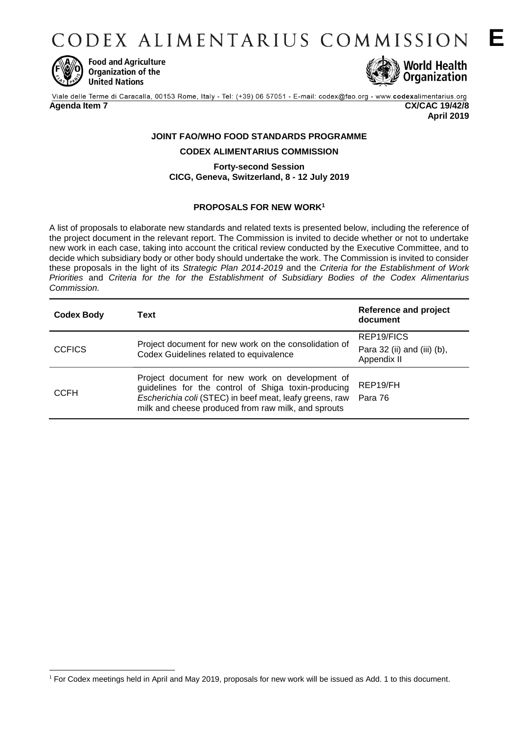# CODEX ALIMENTARIUS COMMISSION **E**

**Food and Agriculture Organization of the United Nations**

**World Health Organization**

Viale delle Terme di Caracalla, 00153 Rome, Italy - Tel: (+39) 06 57051 - E-mail: codex@fao.org - www.**codex**alimentarius.org

**Agenda Item 7** **CX/CAC 19/42/8**
**April 2019**

**JOINT FAO/WHO FOOD STANDARDS PROGRAMME**

**CODEX ALIMENTARIUS COMMISSION**

**Forty-second Session**
**CICG, Geneva, Switzerland, 8 - 12 July 2019**

**PROPOSALS FOR NEW WORK**[1]

A list of proposals to elaborate new standards and related texts is presented below, including the reference of the project document in the relevant report. The Commission is invited to decide whether or not to undertake new work in each case, taking into account the critical review conducted by the Executive Committee, and to decide which subsidiary body or other body should undertake the work. The Commission is invited to consider these proposals in the light of its *Strategic Plan 2014-2019* and the *Criteria for the Establishment of Work Priorities* and *Criteria for the for the Establishment of Subsidiary Bodies of the Codex Alimentarius Commission.*

| **Codex Body** | **Text** | **Reference and project document** |
|---|---|---|
| CCFICS | Project document for new work on the consolidation of Codex Guidelines related to equivalence | REP19/FICS<br>Para 32 (ii) and (iii) (b), Appendix II |
| CCFH | Project document for new work on development of guidelines for the control of Shiga toxin-producing *Escherichia coli* (STEC) in beef meat, leafy greens, raw milk and cheese produced from raw milk, and sprouts | REP19/FH<br>Para 76 |

[1] For Codex meetings held in April and May 2019, proposals for new work will be issued as Add. 1 to this document.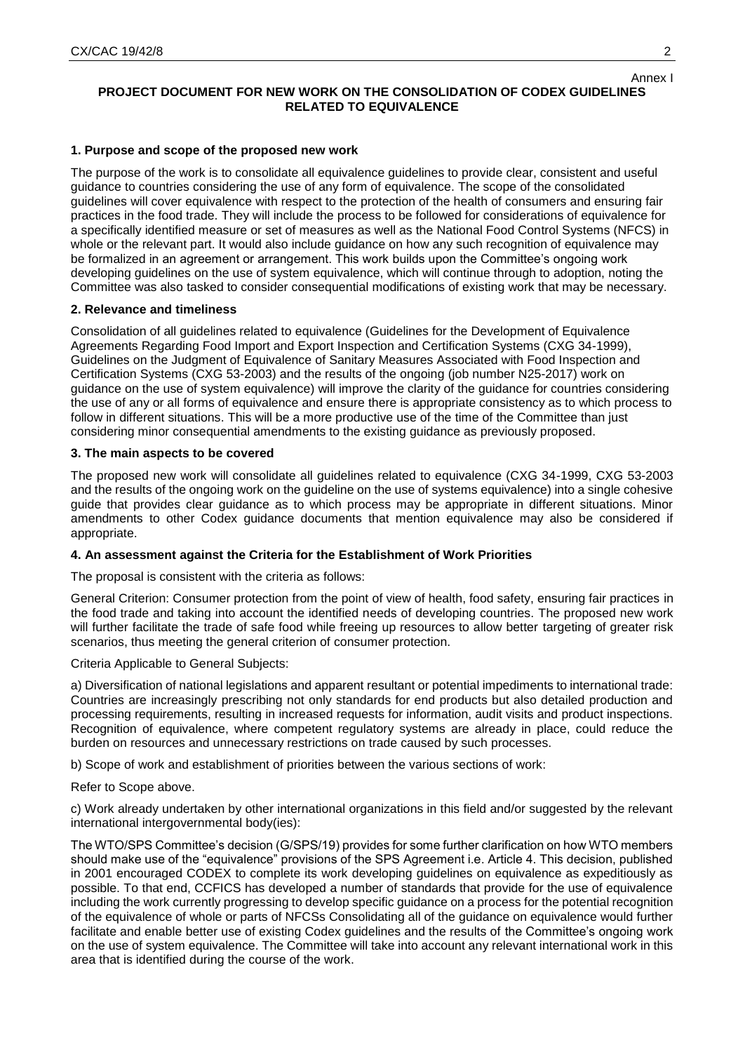Annex I

# PROJECT DOCUMENT FOR NEW WORK ON THE CONSOLIDATION OF CODEX GUIDELINES RELATED TO EQUIVALENCE

## 1. Purpose and scope of the proposed new work

The purpose of the work is to consolidate all equivalence guidelines to provide clear, consistent and useful guidance to countries considering the use of any form of equivalence. The scope of the consolidated guidelines will cover equivalence with respect to the protection of the health of consumers and ensuring fair practices in the food trade. They will include the process to be followed for considerations of equivalence for a specifically identified measure or set of measures as well as the National Food Control Systems (NFCS) in whole or the relevant part. It would also include guidance on how any such recognition of equivalence may be formalized in an agreement or arrangement. This work builds upon the Committee's ongoing work developing guidelines on the use of system equivalence, which will continue through to adoption, noting the Committee was also tasked to consider consequential modifications of existing work that may be necessary.

## 2. Relevance and timeliness

Consolidation of all guidelines related to equivalence (Guidelines for the Development of Equivalence Agreements Regarding Food Import and Export Inspection and Certification Systems (CXG 34-1999), Guidelines on the Judgment of Equivalence of Sanitary Measures Associated with Food Inspection and Certification Systems (CXG 53-2003) and the results of the ongoing (job number N25-2017) work on guidance on the use of system equivalence) will improve the clarity of the guidance for countries considering the use of any or all forms of equivalence and ensure there is appropriate consistency as to which process to follow in different situations. This will be a more productive use of the time of the Committee than just considering minor consequential amendments to the existing guidance as previously proposed.

## 3. The main aspects to be covered

The proposed new work will consolidate all guidelines related to equivalence (CXG 34-1999, CXG 53-2003 and the results of the ongoing work on the guideline on the use of systems equivalence) into a single cohesive guide that provides clear guidance as to which process may be appropriate in different situations. Minor amendments to other Codex guidance documents that mention equivalence may also be considered if appropriate.

## 4. An assessment against the Criteria for the Establishment of Work Priorities

The proposal is consistent with the criteria as follows:

General Criterion: Consumer protection from the point of view of health, food safety, ensuring fair practices in the food trade and taking into account the identified needs of developing countries. The proposed new work will further facilitate the trade of safe food while freeing up resources to allow better targeting of greater risk scenarios, thus meeting the general criterion of consumer protection.

Criteria Applicable to General Subjects:

a) Diversification of national legislations and apparent resultant or potential impediments to international trade: Countries are increasingly prescribing not only standards for end products but also detailed production and processing requirements, resulting in increased requests for information, audit visits and product inspections. Recognition of equivalence, where competent regulatory systems are already in place, could reduce the burden on resources and unnecessary restrictions on trade caused by such processes.

b) Scope of work and establishment of priorities between the various sections of work:

Refer to Scope above.

c) Work already undertaken by other international organizations in this field and/or suggested by the relevant international intergovernmental body(ies):

The WTO/SPS Committee's decision (G/SPS/19) provides for some further clarification on how WTO members should make use of the "equivalence" provisions of the SPS Agreement i.e. Article 4. This decision, published in 2001 encouraged CODEX to complete its work developing guidelines on equivalence as expeditiously as possible. To that end, CCFICS has developed a number of standards that provide for the use of equivalence including the work currently progressing to develop specific guidance on a process for the potential recognition of the equivalence of whole or parts of NFCSs Consolidating all of the guidance on equivalence would further facilitate and enable better use of existing Codex guidelines and the results of the Committee's ongoing work on the use of system equivalence. The Committee will take into account any relevant international work in this area that is identified during the course of the work.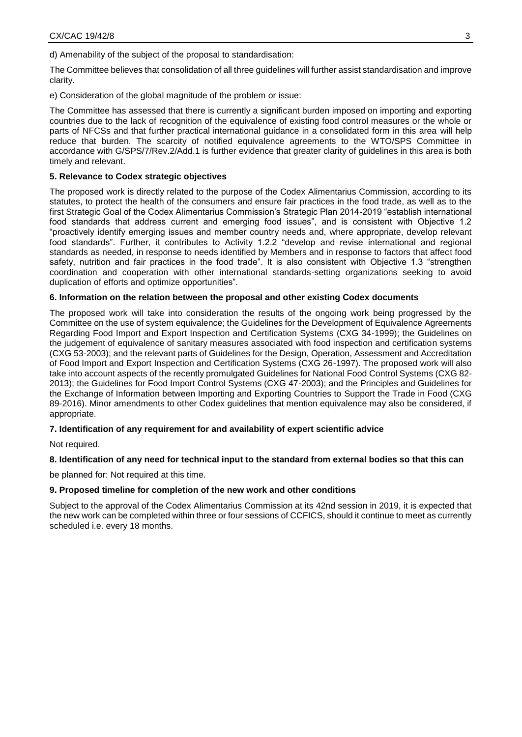d) Amenability of the subject of the proposal to standardisation:

The Committee believes that consolidation of all three guidelines will further assist standardisation and improve clarity.

e) Consideration of the global magnitude of the problem or issue:

The Committee has assessed that there is currently a significant burden imposed on importing and exporting countries due to the lack of recognition of the equivalence of existing food control measures or the whole or parts of NFCSs and that further practical international guidance in a consolidated form in this area will help reduce that burden. The scarcity of notified equivalence agreements to the WTO/SPS Committee in accordance with G/SPS/7/Rev.2/Add.1 is further evidence that greater clarity of guidelines in this area is both timely and relevant.

**5. Relevance to Codex strategic objectives**

The proposed work is directly related to the purpose of the Codex Alimentarius Commission, according to its statutes, to protect the health of the consumers and ensure fair practices in the food trade, as well as to the first Strategic Goal of the Codex Alimentarius Commission's Strategic Plan 2014-2019 "establish international food standards that address current and emerging food issues", and is consistent with Objective 1.2 "proactively identify emerging issues and member country needs and, where appropriate, develop relevant food standards". Further, it contributes to Activity 1.2.2 "develop and revise international and regional standards as needed, in response to needs identified by Members and in response to factors that affect food safety, nutrition and fair practices in the food trade". It is also consistent with Objective 1.3 "strengthen coordination and cooperation with other international standards-setting organizations seeking to avoid duplication of efforts and optimize opportunities".

**6. Information on the relation between the proposal and other existing Codex documents**

The proposed work will take into consideration the results of the ongoing work being progressed by the Committee on the use of system equivalence; the Guidelines for the Development of Equivalence Agreements Regarding Food Import and Export Inspection and Certification Systems (CXG 34-1999); the Guidelines on the judgement of equivalence of sanitary measures associated with food inspection and certification systems (CXG 53-2003); and the relevant parts of Guidelines for the Design, Operation, Assessment and Accreditation of Food Import and Export Inspection and Certification Systems (CXG 26-1997). The proposed work will also take into account aspects of the recently promulgated Guidelines for National Food Control Systems (CXG 82-2013); the Guidelines for Food Import Control Systems (CXG 47-2003); and the Principles and Guidelines for the Exchange of Information between Importing and Exporting Countries to Support the Trade in Food (CXG 89-2016). Minor amendments to other Codex guidelines that mention equivalence may also be considered, if appropriate.

**7. Identification of any requirement for and availability of expert scientific advice**

Not required.

**8. Identification of any need for technical input to the standard from external bodies so that this can**

be planned for: Not required at this time.

**9. Proposed timeline for completion of the new work and other conditions**

Subject to the approval of the Codex Alimentarius Commission at its 42nd session in 2019, it is expected that the new work can be completed within three or four sessions of CCFICS, should it continue to meet as currently scheduled i.e. every 18 months.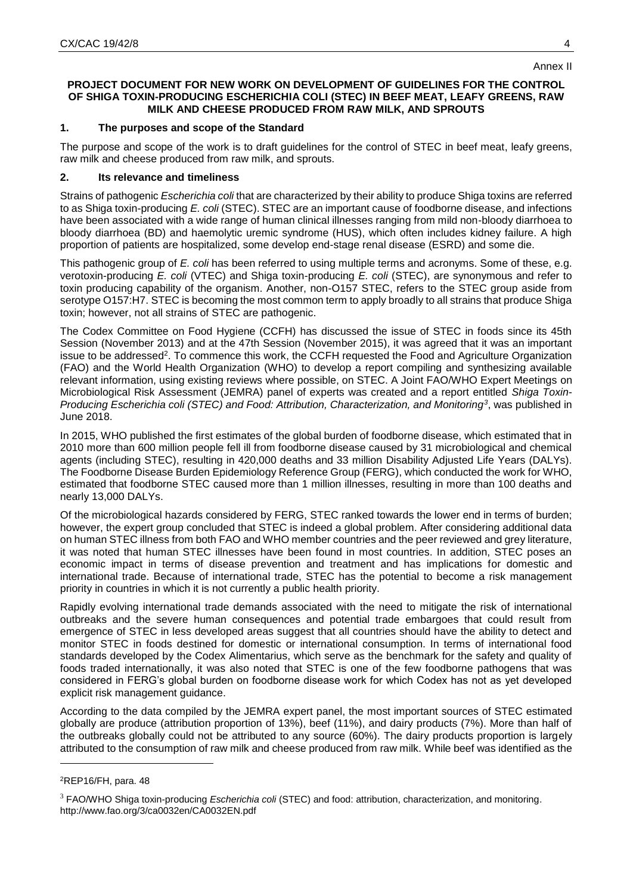Annex II

**PROJECT DOCUMENT FOR NEW WORK ON DEVELOPMENT OF GUIDELINES FOR THE CONTROL OF SHIGA TOXIN-PRODUCING ESCHERICHIA COLI (STEC) IN BEEF MEAT, LEAFY GREENS, RAW MILK AND CHEESE PRODUCED FROM RAW MILK, AND SPROUTS**

## 1. The purposes and scope of the Standard

The purpose and scope of the work is to draft guidelines for the control of STEC in beef meat, leafy greens, raw milk and cheese produced from raw milk, and sprouts.

## 2. Its relevance and timeliness

Strains of pathogenic *Escherichia coli* that are characterized by their ability to produce Shiga toxins are referred to as Shiga toxin-producing *E. coli* (STEC). STEC are an important cause of foodborne disease, and infections have been associated with a wide range of human clinical illnesses ranging from mild non-bloody diarrhoea to bloody diarrhoea (BD) and haemolytic uremic syndrome (HUS), which often includes kidney failure. A high proportion of patients are hospitalized, some develop end-stage renal disease (ESRD) and some die.

This pathogenic group of *E. coli* has been referred to using multiple terms and acronyms. Some of these, e.g. verotoxin-producing *E. coli* (VTEC) and Shiga toxin-producing *E. coli* (STEC), are synonymous and refer to toxin producing capability of the organism. Another, non-O157 STEC, refers to the STEC group aside from serotype O157:H7. STEC is becoming the most common term to apply broadly to all strains that produce Shiga toxin; however, not all strains of STEC are pathogenic.

The Codex Committee on Food Hygiene (CCFH) has discussed the issue of STEC in foods since its 45th Session (November 2013) and at the 47th Session (November 2015), it was agreed that it was an important issue to be addressed[2]. To commence this work, the CCFH requested the Food and Agriculture Organization (FAO) and the World Health Organization (WHO) to develop a report compiling and synthesizing available relevant information, using existing reviews where possible, on STEC. A Joint FAO/WHO Expert Meetings on Microbiological Risk Assessment (JEMRA) panel of experts was created and a report entitled *Shiga Toxin-Producing Escherichia coli (STEC) and Food: Attribution, Characterization, and Monitoring*[3], was published in June 2018.

In 2015, WHO published the first estimates of the global burden of foodborne disease, which estimated that in 2010 more than 600 million people fell ill from foodborne disease caused by 31 microbiological and chemical agents (including STEC), resulting in 420,000 deaths and 33 million Disability Adjusted Life Years (DALYs). The Foodborne Disease Burden Epidemiology Reference Group (FERG), which conducted the work for WHO, estimated that foodborne STEC caused more than 1 million illnesses, resulting in more than 100 deaths and nearly 13,000 DALYs.

Of the microbiological hazards considered by FERG, STEC ranked towards the lower end in terms of burden; however, the expert group concluded that STEC is indeed a global problem. After considering additional data on human STEC illness from both FAO and WHO member countries and the peer reviewed and grey literature, it was noted that human STEC illnesses have been found in most countries. In addition, STEC poses an economic impact in terms of disease prevention and treatment and has implications for domestic and international trade. Because of international trade, STEC has the potential to become a risk management priority in countries in which it is not currently a public health priority.

Rapidly evolving international trade demands associated with the need to mitigate the risk of international outbreaks and the severe human consequences and potential trade embargoes that could result from emergence of STEC in less developed areas suggest that all countries should have the ability to detect and monitor STEC in foods destined for domestic or international consumption. In terms of international food standards developed by the Codex Alimentarius, which serve as the benchmark for the safety and quality of foods traded internationally, it was also noted that STEC is one of the few foodborne pathogens that was considered in FERG's global burden on foodborne disease work for which Codex has not as yet developed explicit risk management guidance.

According to the data compiled by the JEMRA expert panel, the most important sources of STEC estimated globally are produce (attribution proportion of 13%), beef (11%), and dairy products (7%). More than half of the outbreaks globally could not be attributed to any source (60%). The dairy products proportion is largely attributed to the consumption of raw milk and cheese produced from raw milk. While beef was identified as the

---

[2] REP16/FH, para. 48

[3] FAO/WHO Shiga toxin-producing *Escherichia coli* (STEC) and food: attribution, characterization, and monitoring. http://www.fao.org/3/ca0032en/CA0032EN.pdf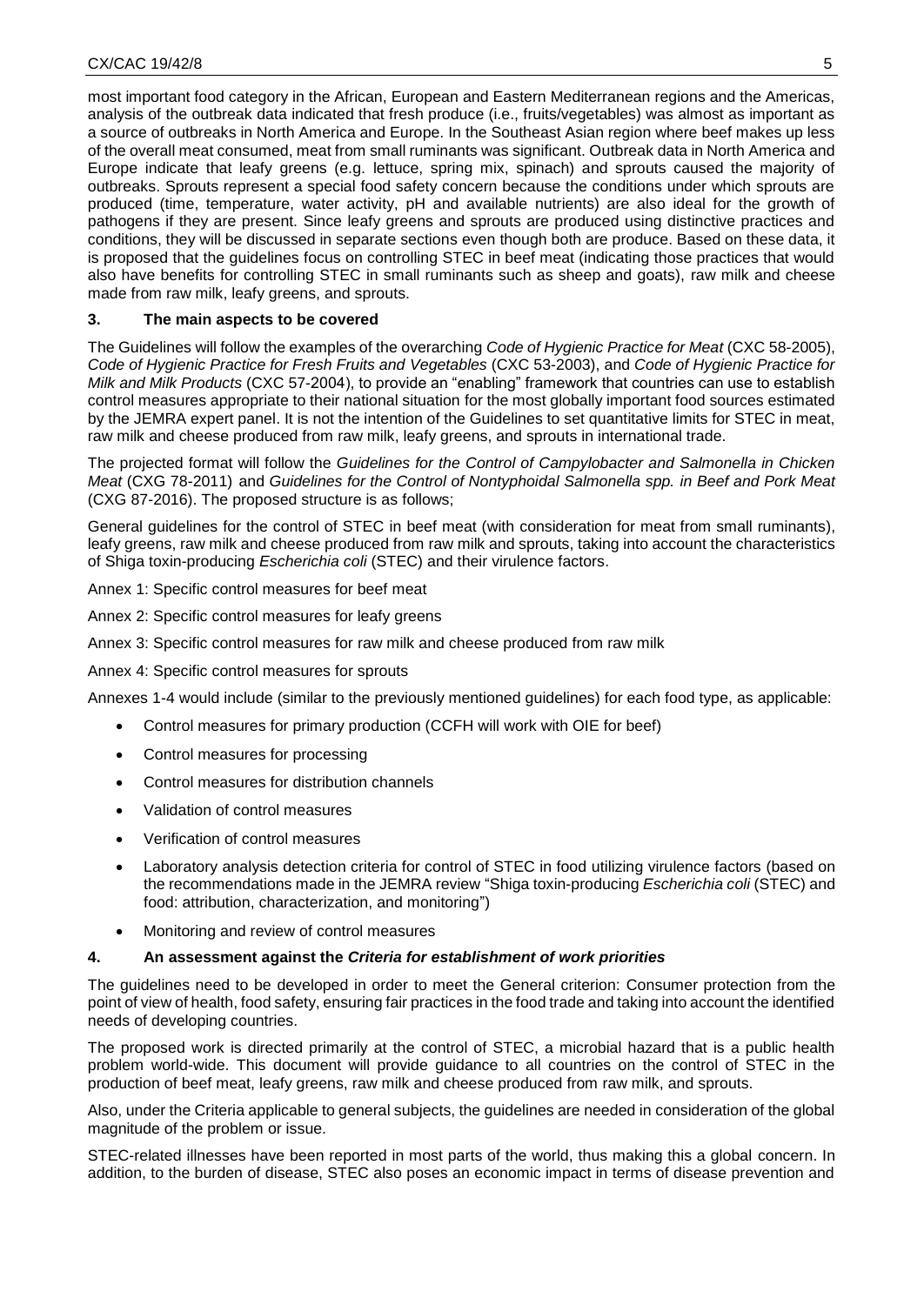most important food category in the African, European and Eastern Mediterranean regions and the Americas, analysis of the outbreak data indicated that fresh produce (i.e., fruits/vegetables) was almost as important as a source of outbreaks in North America and Europe. In the Southeast Asian region where beef makes up less of the overall meat consumed, meat from small ruminants was significant. Outbreak data in North America and Europe indicate that leafy greens (e.g. lettuce, spring mix, spinach) and sprouts caused the majority of outbreaks. Sprouts represent a special food safety concern because the conditions under which sprouts are produced (time, temperature, water activity, pH and available nutrients) are also ideal for the growth of pathogens if they are present. Since leafy greens and sprouts are produced using distinctive practices and conditions, they will be discussed in separate sections even though both are produce. Based on these data, it is proposed that the guidelines focus on controlling STEC in beef meat (indicating those practices that would also have benefits for controlling STEC in small ruminants such as sheep and goats), raw milk and cheese made from raw milk, leafy greens, and sprouts.

## 3. The main aspects to be covered

The Guidelines will follow the examples of the overarching *Code of Hygienic Practice for Meat* (CXC 58-2005), *Code of Hygienic Practice for Fresh Fruits and Vegetables* (CXC 53-2003), and *Code of Hygienic Practice for Milk and Milk Products* (CXC 57-2004), to provide an "enabling" framework that countries can use to establish control measures appropriate to their national situation for the most globally important food sources estimated by the JEMRA expert panel. It is not the intention of the Guidelines to set quantitative limits for STEC in meat, raw milk and cheese produced from raw milk, leafy greens, and sprouts in international trade.

The projected format will follow the *Guidelines for the Control of Campylobacter and Salmonella in Chicken Meat* (CXG 78-2011) and *Guidelines for the Control of Nontyphoidal Salmonella spp. in Beef and Pork Meat* (CXG 87-2016). The proposed structure is as follows;

General guidelines for the control of STEC in beef meat (with consideration for meat from small ruminants), leafy greens, raw milk and cheese produced from raw milk and sprouts, taking into account the characteristics of Shiga toxin-producing *Escherichia coli* (STEC) and their virulence factors.

Annex 1: Specific control measures for beef meat

Annex 2: Specific control measures for leafy greens

Annex 3: Specific control measures for raw milk and cheese produced from raw milk

Annex 4: Specific control measures for sprouts

Annexes 1-4 would include (similar to the previously mentioned guidelines) for each food type, as applicable:

- Control measures for primary production (CCFH will work with OIE for beef)
- Control measures for processing
- Control measures for distribution channels
- Validation of control measures
- Verification of control measures
- Laboratory analysis detection criteria for control of STEC in food utilizing virulence factors (based on the recommendations made in the JEMRA review "Shiga toxin-producing *Escherichia coli* (STEC) and food: attribution, characterization, and monitoring")
- Monitoring and review of control measures

## 4. An assessment against the *Criteria for establishment of work priorities*

The guidelines need to be developed in order to meet the General criterion: Consumer protection from the point of view of health, food safety, ensuring fair practices in the food trade and taking into account the identified needs of developing countries.

The proposed work is directed primarily at the control of STEC, a microbial hazard that is a public health problem world-wide. This document will provide guidance to all countries on the control of STEC in the production of beef meat, leafy greens, raw milk and cheese produced from raw milk, and sprouts.

Also, under the Criteria applicable to general subjects, the guidelines are needed in consideration of the global magnitude of the problem or issue.

STEC-related illnesses have been reported in most parts of the world, thus making this a global concern. In addition, to the burden of disease, STEC also poses an economic impact in terms of disease prevention and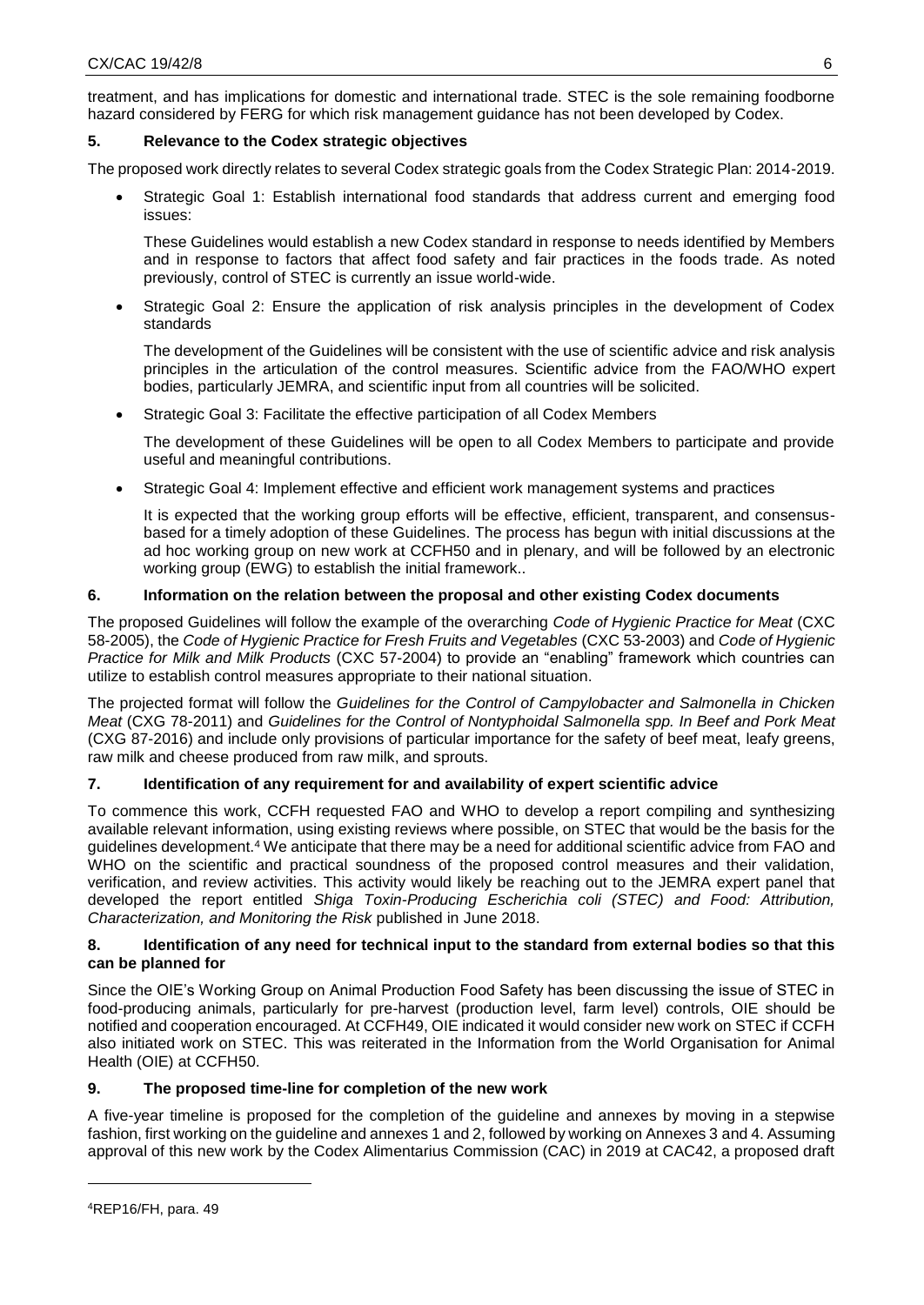treatment, and has implications for domestic and international trade. STEC is the sole remaining foodborne hazard considered by FERG for which risk management guidance has not been developed by Codex.

## 5. Relevance to the Codex strategic objectives

The proposed work directly relates to several Codex strategic goals from the Codex Strategic Plan: 2014-2019.

- Strategic Goal 1: Establish international food standards that address current and emerging food issues:

  These Guidelines would establish a new Codex standard in response to needs identified by Members and in response to factors that affect food safety and fair practices in the foods trade. As noted previously, control of STEC is currently an issue world-wide.

- Strategic Goal 2: Ensure the application of risk analysis principles in the development of Codex standards

  The development of the Guidelines will be consistent with the use of scientific advice and risk analysis principles in the articulation of the control measures. Scientific advice from the FAO/WHO expert bodies, particularly JEMRA, and scientific input from all countries will be solicited.

- Strategic Goal 3: Facilitate the effective participation of all Codex Members

  The development of these Guidelines will be open to all Codex Members to participate and provide useful and meaningful contributions.

- Strategic Goal 4: Implement effective and efficient work management systems and practices

  It is expected that the working group efforts will be effective, efficient, transparent, and consensus-based for a timely adoption of these Guidelines. The process has begun with initial discussions at the ad hoc working group on new work at CCFH50 and in plenary, and will be followed by an electronic working group (EWG) to establish the initial framework..

## 6. Information on the relation between the proposal and other existing Codex documents

The proposed Guidelines will follow the example of the overarching *Code of Hygienic Practice for Meat* (CXC 58-2005), the *Code of Hygienic Practice for Fresh Fruits and Vegetables* (CXC 53-2003) and *Code of Hygienic Practice for Milk and Milk Products* (CXC 57-2004) to provide an "enabling" framework which countries can utilize to establish control measures appropriate to their national situation.

The projected format will follow the *Guidelines for the Control of Campylobacter and Salmonella in Chicken Meat* (CXG 78-2011) and *Guidelines for the Control of Nontyphoidal Salmonella spp. In Beef and Pork Meat* (CXG 87-2016) and include only provisions of particular importance for the safety of beef meat, leafy greens, raw milk and cheese produced from raw milk, and sprouts.

## 7. Identification of any requirement for and availability of expert scientific advice

To commence this work, CCFH requested FAO and WHO to develop a report compiling and synthesizing available relevant information, using existing reviews where possible, on STEC that would be the basis for the guidelines development.[4] We anticipate that there may be a need for additional scientific advice from FAO and WHO on the scientific and practical soundness of the proposed control measures and their validation, verification, and review activities. This activity would likely be reaching out to the JEMRA expert panel that developed the report entitled *Shiga Toxin-Producing Escherichia coli (STEC) and Food: Attribution, Characterization, and Monitoring the Risk* published in June 2018.

## 8. Identification of any need for technical input to the standard from external bodies so that this can be planned for

Since the OIE's Working Group on Animal Production Food Safety has been discussing the issue of STEC in food-producing animals, particularly for pre-harvest (production level, farm level) controls, OIE should be notified and cooperation encouraged. At CCFH49, OIE indicated it would consider new work on STEC if CCFH also initiated work on STEC. This was reiterated in the Information from the World Organisation for Animal Health (OIE) at CCFH50.

## 9. The proposed time-line for completion of the new work

A five-year timeline is proposed for the completion of the guideline and annexes by moving in a stepwise fashion, first working on the guideline and annexes 1 and 2, followed by working on Annexes 3 and 4. Assuming approval of this new work by the Codex Alimentarius Commission (CAC) in 2019 at CAC42, a proposed draft

[4] REP16/FH, para. 49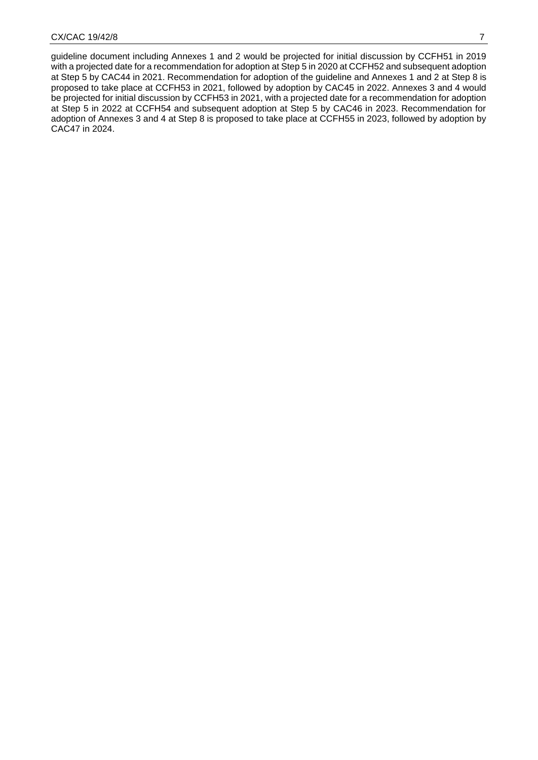guideline document including Annexes 1 and 2 would be projected for initial discussion by CCFH51 in 2019 with a projected date for a recommendation for adoption at Step 5 in 2020 at CCFH52 and subsequent adoption at Step 5 by CAC44 in 2021. Recommendation for adoption of the guideline and Annexes 1 and 2 at Step 8 is proposed to take place at CCFH53 in 2021, followed by adoption by CAC45 in 2022. Annexes 3 and 4 would be projected for initial discussion by CCFH53 in 2021, with a projected date for a recommendation for adoption at Step 5 in 2022 at CCFH54 and subsequent adoption at Step 5 by CAC46 in 2023. Recommendation for adoption of Annexes 3 and 4 at Step 8 is proposed to take place at CCFH55 in 2023, followed by adoption by CAC47 in 2024.